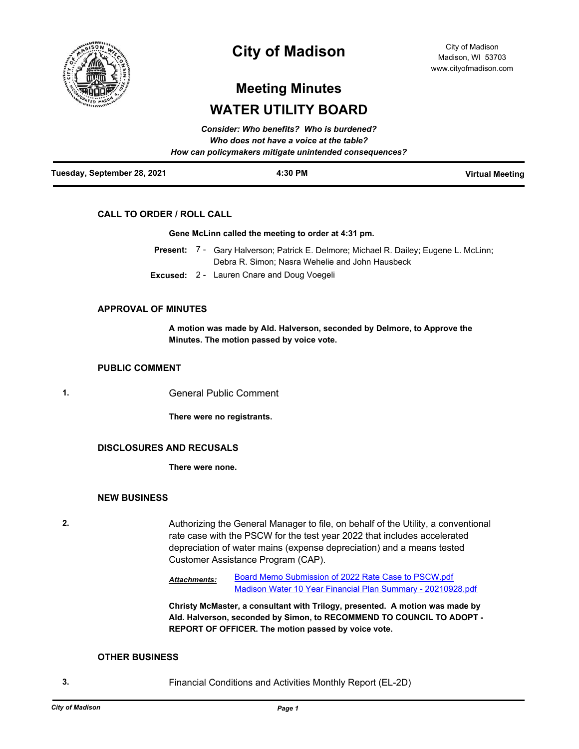# City of Madison

City of Madison
Madison, WI 53703
www.cityofmadison.com

## Meeting Minutes

## WATER UTILITY BOARD

***Consider: Who benefits? Who is burdened?***
***Who does not have a voice at the table?***
***How can policymakers mitigate unintended consequences?***

| **Tuesday, September 28, 2021** | **4:30 PM** | **Virtual Meeting** |
|---|---|---|

### CALL TO ORDER / ROLL CALL

**Gene McLinn called the meeting to order at 4:31 pm.**

**Present:** 7 - Gary Halverson; Patrick E. Delmore; Michael R. Dailey; Eugene L. McLinn; Debra R. Simon; Nasra Wehelie and John Hausbeck

**Excused:** 2 - Lauren Cnare and Doug Voegeli

### APPROVAL OF MINUTES

**A motion was made by Ald. Halverson, seconded by Delmore, to Approve the Minutes. The motion passed by voice vote.**

### PUBLIC COMMENT

**1.** General Public Comment

**There were no registrants.**

### DISCLOSURES AND RECUSALS

**There were none.**

### NEW BUSINESS

**2.** Authorizing the General Manager to file, on behalf of the Utility, a conventional rate case with the PSCW for the test year 2022 that includes accelerated depreciation of water mains (expense depreciation) and a means tested Customer Assistance Program (CAP).

***Attachments:*** Board Memo Submission of 2022 Rate Case to PSCW.pdf
Madison Water 10 Year Financial Plan Summary - 20210928.pdf

**Christy McMaster, a consultant with Trilogy, presented. A motion was made by Ald. Halverson, seconded by Simon, to RECOMMEND TO COUNCIL TO ADOPT - REPORT OF OFFICER. The motion passed by voice vote.**

### OTHER BUSINESS

**3.** Financial Conditions and Activities Monthly Report (EL-2D)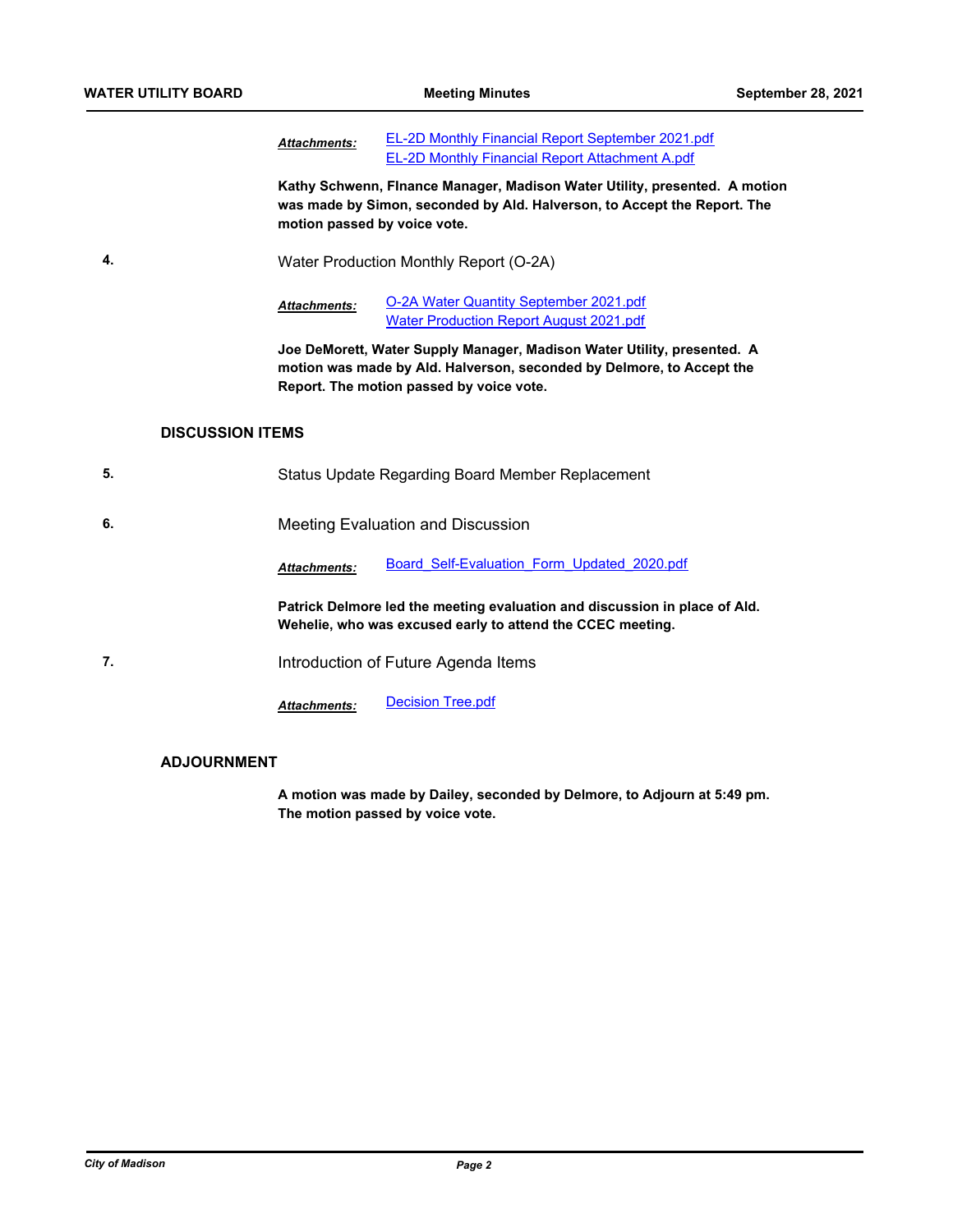*Attachments:* EL-2D Monthly Financial Report September 2021.pdf
EL-2D Monthly Financial Report Attachment A.pdf

**Kathy Schwenn, FInance Manager, Madison Water Utility, presented. A motion was made by Simon, seconded by Ald. Halverson, to Accept the Report. The motion passed by voice vote.**

**4.** Water Production Monthly Report (O-2A)

*Attachments:* O-2A Water Quantity September 2021.pdf
Water Production Report August 2021.pdf

**Joe DeMorett, Water Supply Manager, Madison Water Utility, presented. A motion was made by Ald. Halverson, seconded by Delmore, to Accept the Report. The motion passed by voice vote.**

## DISCUSSION ITEMS

**5.** Status Update Regarding Board Member Replacement

**6.** Meeting Evaluation and Discussion

*Attachments:* Board_Self-Evaluation_Form_Updated_2020.pdf

**Patrick Delmore led the meeting evaluation and discussion in place of Ald. Wehelie, who was excused early to attend the CCEC meeting.**

**7.** Introduction of Future Agenda Items

*Attachments:* Decision Tree.pdf

## ADJOURNMENT

**A motion was made by Dailey, seconded by Delmore, to Adjourn at 5:49 pm. The motion passed by voice vote.**